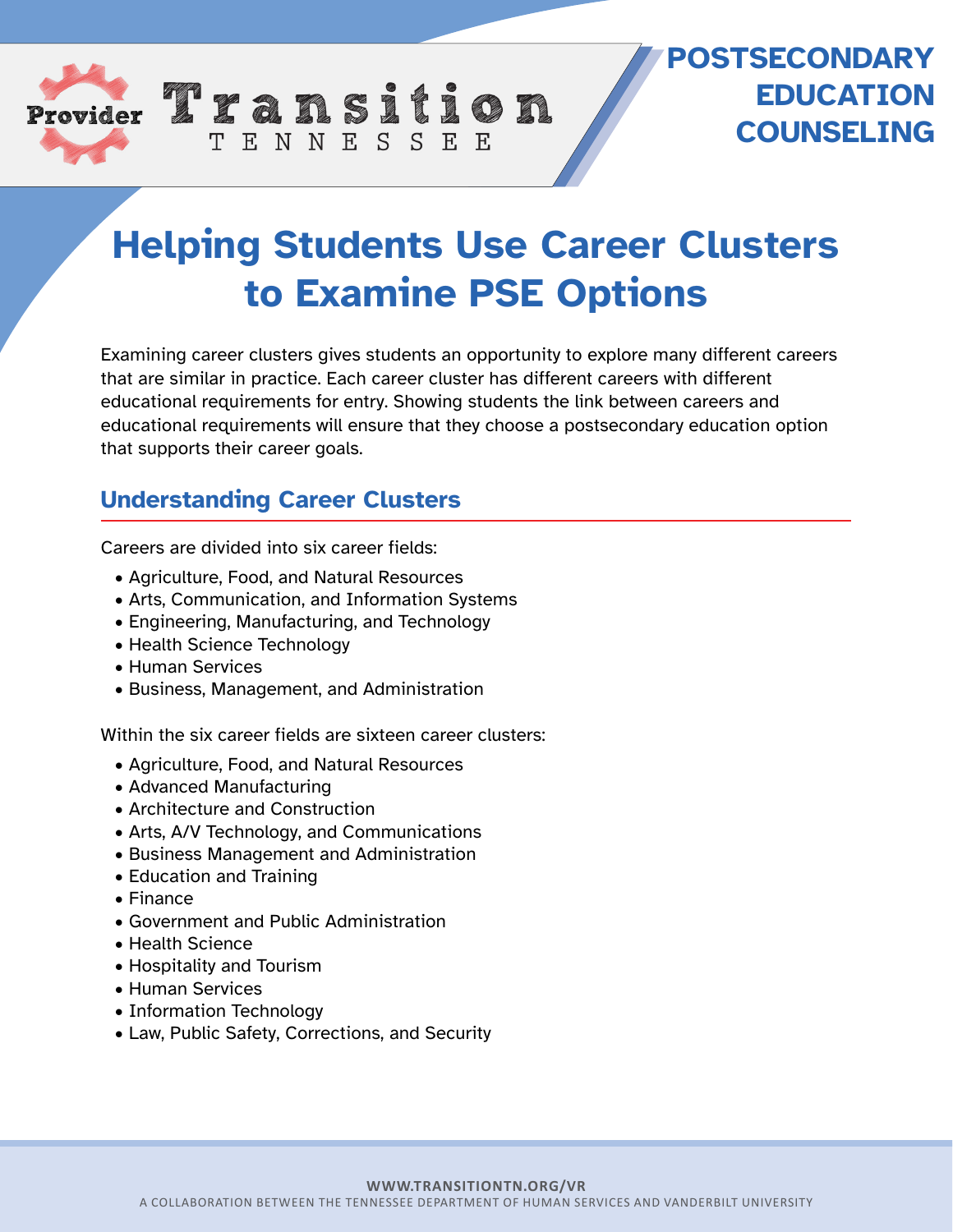# Helping Students Use Career Clusters to Examine PSE Options

Examining career clusters gives students an opportunity to explore many different careers that are similar in practice. Each career cluster has different careers with different educational requirements for entry. Showing students the link between careers and educational requirements will ensure that they choose a postsecondary education option that supports their career goals.

## Understanding Career Clusters

Careers are divided into six career fields:

- Agriculture, Food, and Natural Resources
- Arts, Communication, and Information Systems
- Engineering, Manufacturing, and Technology
- Health Science Technology
- Human Services
- Business, Management, and Administration

Within the six career fields are sixteen career clusters:

- Agriculture, Food, and Natural Resources
- Advanced Manufacturing
- Architecture and Construction
- Arts, A/V Technology, and Communications
- Business Management and Administration
- Education and Training
- Finance
- Government and Public Administration
- Health Science
- Hospitality and Tourism
- Human Services
- Information Technology
- Law, Public Safety, Corrections, and Security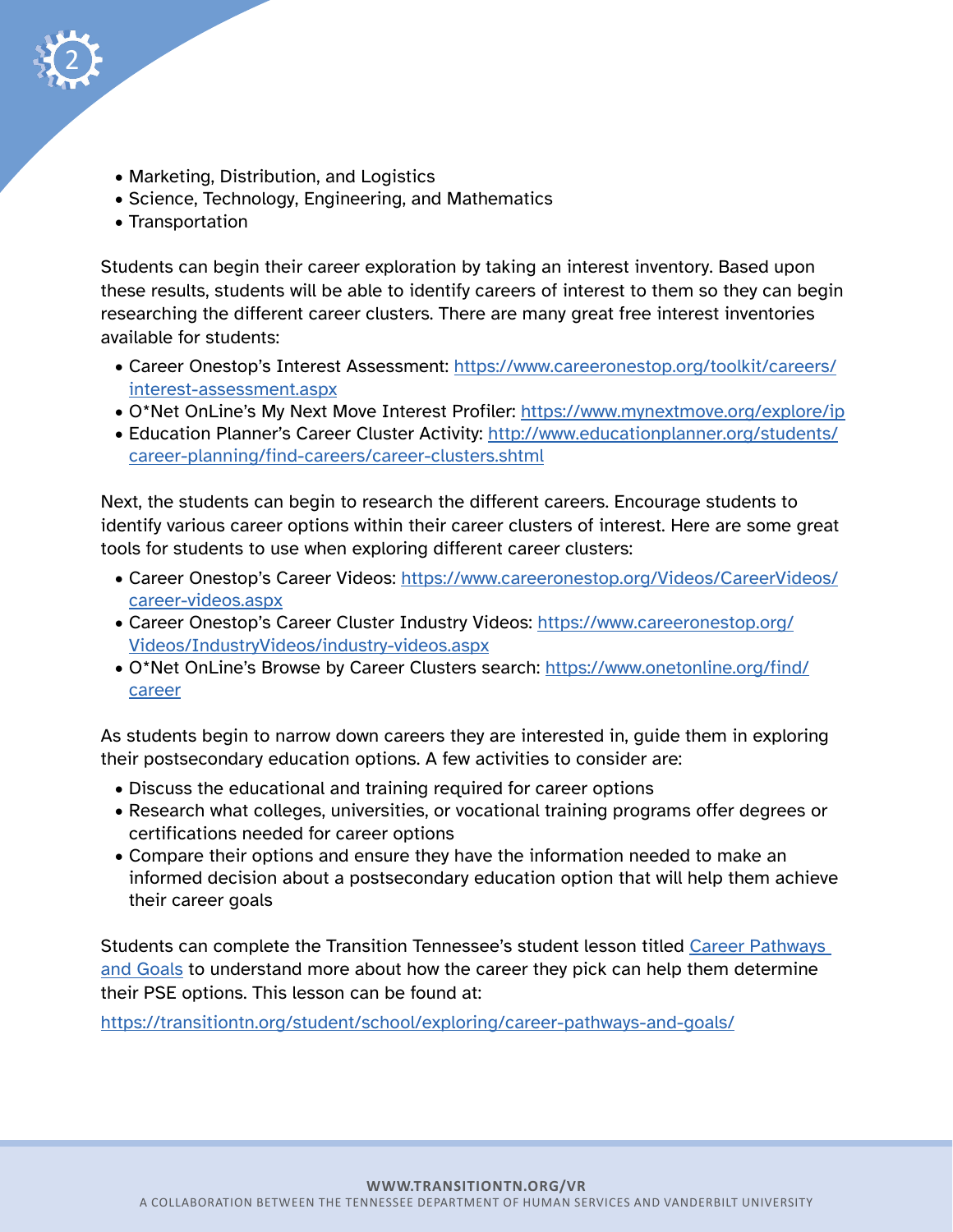- Marketing, Distribution, and Logistics
- Science, Technology, Engineering, and Mathematics
- Transportation

Students can begin their career exploration by taking an interest inventory. Based upon these results, students will be able to identify careers of interest to them so they can begin researching the different career clusters. There are many great free interest inventories available for students:

- Career Onestop's Interest Assessment: https://www.careeronestop.org/toolkit/careers/interest-assessment.aspx
- O*Net OnLine's My Next Move Interest Profiler: https://www.mynextmove.org/explore/ip
- Education Planner's Career Cluster Activity: http://www.educationplanner.org/students/career-planning/find-careers/career-clusters.shtml

Next, the students can begin to research the different careers. Encourage students to identify various career options within their career clusters of interest. Here are some great tools for students to use when exploring different career clusters:

- Career Onestop's Career Videos: https://www.careeronestop.org/Videos/CareerVideos/career-videos.aspx
- Career Onestop's Career Cluster Industry Videos: https://www.careeronestop.org/Videos/IndustryVideos/industry-videos.aspx
- O*Net OnLine's Browse by Career Clusters search: https://www.onetonline.org/find/career

As students begin to narrow down careers they are interested in, guide them in exploring their postsecondary education options. A few activities to consider are:

- Discuss the educational and training required for career options
- Research what colleges, universities, or vocational training programs offer degrees or certifications needed for career options
- Compare their options and ensure they have the information needed to make an informed decision about a postsecondary education option that will help them achieve their career goals

Students can complete the Transition Tennessee's student lesson titled Career Pathways and Goals to understand more about how the career they pick can help them determine their PSE options. This lesson can be found at:

https://transitiontn.org/student/school/exploring/career-pathways-and-goals/